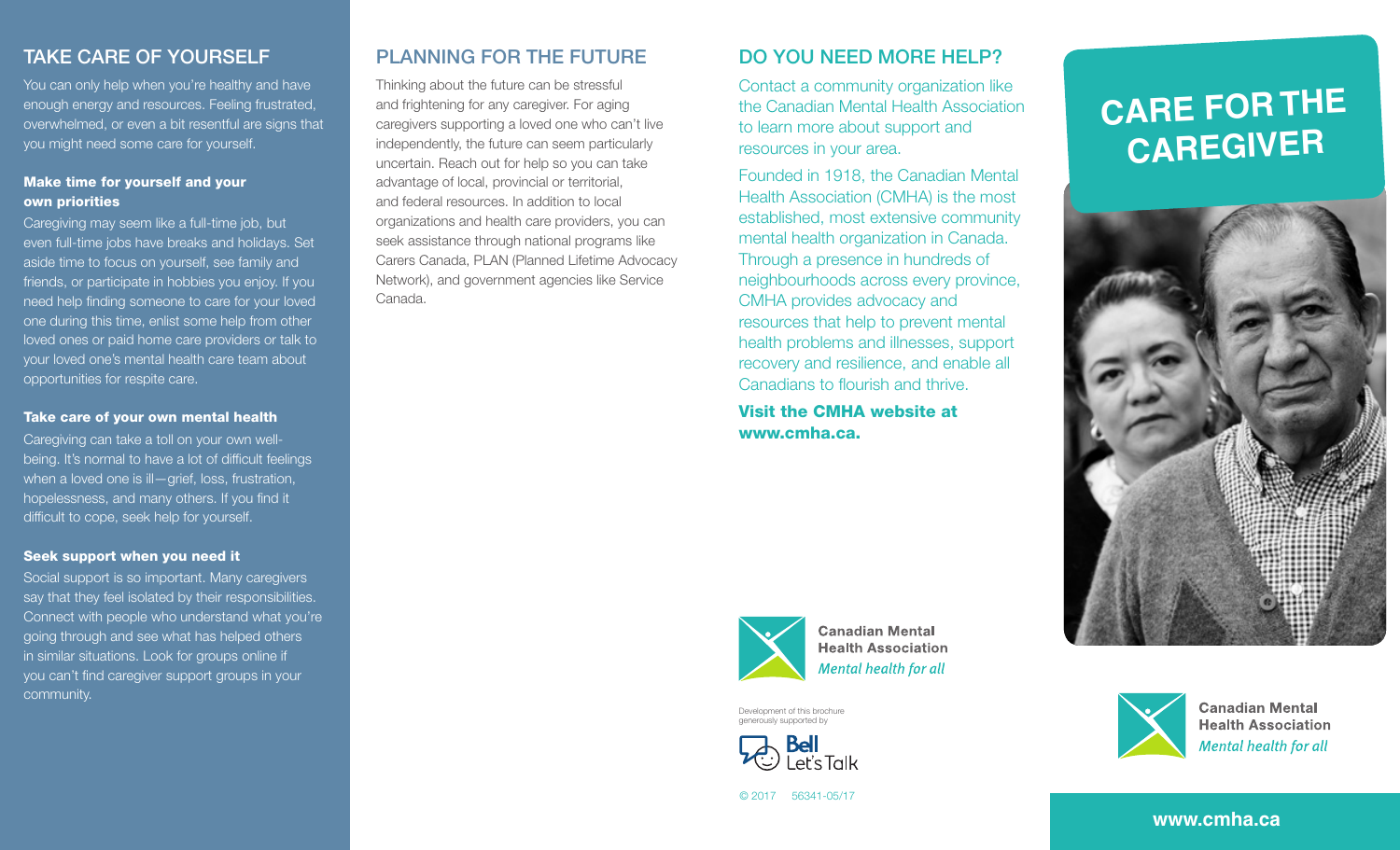## TAKE CARE OF YOURSELF

You can only help when you're healthy and have enough energy and resources. Feeling frustrated, overwhelmed, or even a bit resentful are signs that you might need some care for yourself.

### Make time for yourself and your own priorities

Caregiving may seem like a full-time job, but even full-time jobs have breaks and holidays. Set aside time to focus on yourself, see family and friends, or participate in hobbies you enjoy. If you need help finding someone to care for your loved one during this time, enlist some help from other loved ones or paid home care providers or talk to your loved one's mental health care team about opportunities for respite care.

### Take care of your own mental health

Caregiving can take a toll on your own well-being. It's normal to have a lot of difficult feelings when a loved one is ill—grief, loss, frustration, hopelessness, and many others. If you find it difficult to cope, seek help for yourself.

### Seek support when you need it

Social support is so important. Many caregivers say that they feel isolated by their responsibilities. Connect with people who understand what you're going through and see what has helped others in similar situations. Look for groups online if you can't find caregiver support groups in your community.

## PLANNING FOR THE FUTURE

Thinking about the future can be stressful and frightening for any caregiver. For aging caregivers supporting a loved one who can't live independently, the future can seem particularly uncertain. Reach out for help so you can take advantage of local, provincial or territorial, and federal resources. In addition to local organizations and health care providers, you can seek assistance through national programs like Carers Canada, PLAN (Planned Lifetime Advocacy Network), and government agencies like Service Canada.

## DO YOU NEED MORE HELP?

Contact a community organization like the Canadian Mental Health Association to learn more about support and resources in your area.

Founded in 1918, the Canadian Mental Health Association (CMHA) is the most established, most extensive community mental health organization in Canada. Through a presence in hundreds of neighbourhoods across every province, CMHA provides advocacy and resources that help to prevent mental health problems and illnesses, support recovery and resilience, and enable all Canadians to flourish and thrive.

**Visit the CMHA website at www.cmha.ca.**

Canadian Mental Health Association
*Mental health for all*

Development of this brochure generously supported by Bell Let's Talk

© 2017 56341-05/17

# CARE FOR THE CAREGIVER

Canadian Mental Health Association
*Mental health for all*

www.cmha.ca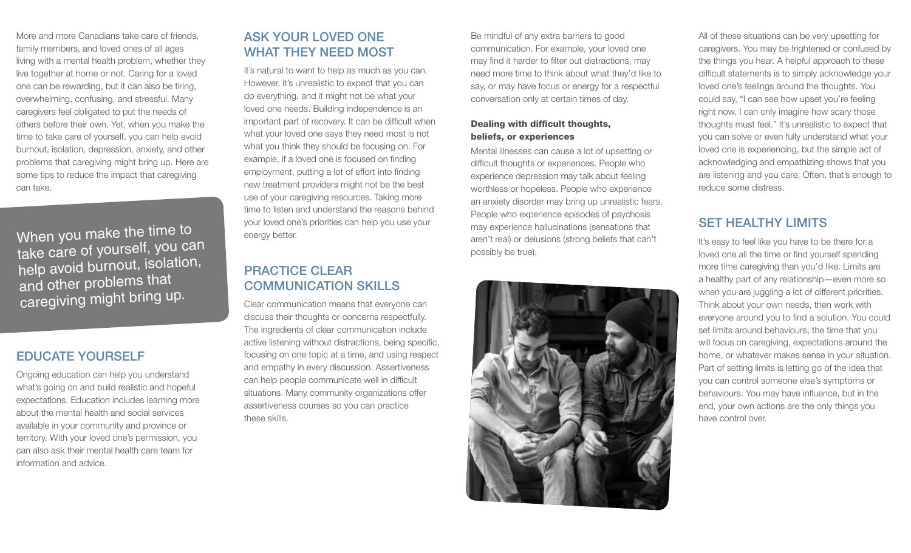More and more Canadians take care of friends, family members, and loved ones of all ages living with a mental health problem, whether they live together at home or not. Caring for a loved one can be rewarding, but it can also be tiring, overwhelming, confusing, and stressful. Many caregivers feel obligated to put the needs of others before their own. Yet, when you make the time to take care of yourself, you can help avoid burnout, isolation, depression, anxiety, and other problems that caregiving might bring up. Here are some tips to reduce the impact that caregiving can take.

> When you make the time to take care of yourself, you can help avoid burnout, isolation, and other problems that caregiving might bring up.

## EDUCATE YOURSELF

Ongoing education can help you understand what's going on and build realistic and hopeful expectations. Education includes learning more about the mental health and social services available in your community and province or territory. With your loved one's permission, you can also ask their mental health care team for information and advice.

## ASK YOUR LOVED ONE WHAT THEY NEED MOST

It's natural to want to help as much as you can. However, it's unrealistic to expect that you can do everything, and it might not be what your loved one needs. Building independence is an important part of recovery. It can be difficult when what your loved one says they need most is not what you think they should be focusing on. For example, if a loved one is focused on finding employment, putting a lot of effort into finding new treatment providers might not be the best use of your caregiving resources. Taking more time to listen and understand the reasons behind your loved one's priorities can help you use your energy better.

## PRACTICE CLEAR COMMUNICATION SKILLS

Clear communication means that everyone can discuss their thoughts or concerns respectfully. The ingredients of clear communication include active listening without distractions, being specific, focusing on one topic at a time, and using respect and empathy in every discussion. Assertiveness can help people communicate well in difficult situations. Many community organizations offer assertiveness courses so you can practice these skills.

Be mindful of any extra barriers to good communication. For example, your loved one may find it harder to filter out distractions, may need more time to think about what they'd like to say, or may have focus or energy for a respectful conversation only at certain times of day.

### Dealing with difficult thoughts, beliefs, or experiences

Mental illnesses can cause a lot of upsetting or difficult thoughts or experiences. People who experience depression may talk about feeling worthless or hopeless. People who experience an anxiety disorder may bring up unrealistic fears. People who experience episodes of psychosis may experience hallucinations (sensations that aren't real) or delusions (strong beliefs that can't possibly be true).

All of these situations can be very upsetting for caregivers. You may be frightened or confused by the things you hear. A helpful approach to these difficult statements is to simply acknowledge your loved one's feelings around the thoughts. You could say, "I can see how upset you're feeling right now. I can only imagine how scary those thoughts must feel." It's unrealistic to expect that you can solve or even fully understand what your loved one is experiencing, but the simple act of acknowledging and empathizing shows that you are listening and you care. Often, that's enough to reduce some distress.

## SET HEALTHY LIMITS

It's easy to feel like you have to be there for a loved one all the time or find yourself spending more time caregiving than you'd like. Limits are a healthy part of any relationship—even more so when you are juggling a lot of different priorities. Think about your own needs, then work with everyone around you to find a solution. You could set limits around behaviours, the time that you will focus on caregiving, expectations around the home, or whatever makes sense in your situation. Part of setting limits is letting go of the idea that you can control someone else's symptoms or behaviours. You may have influence, but in the end, your own actions are the only things you have control over.